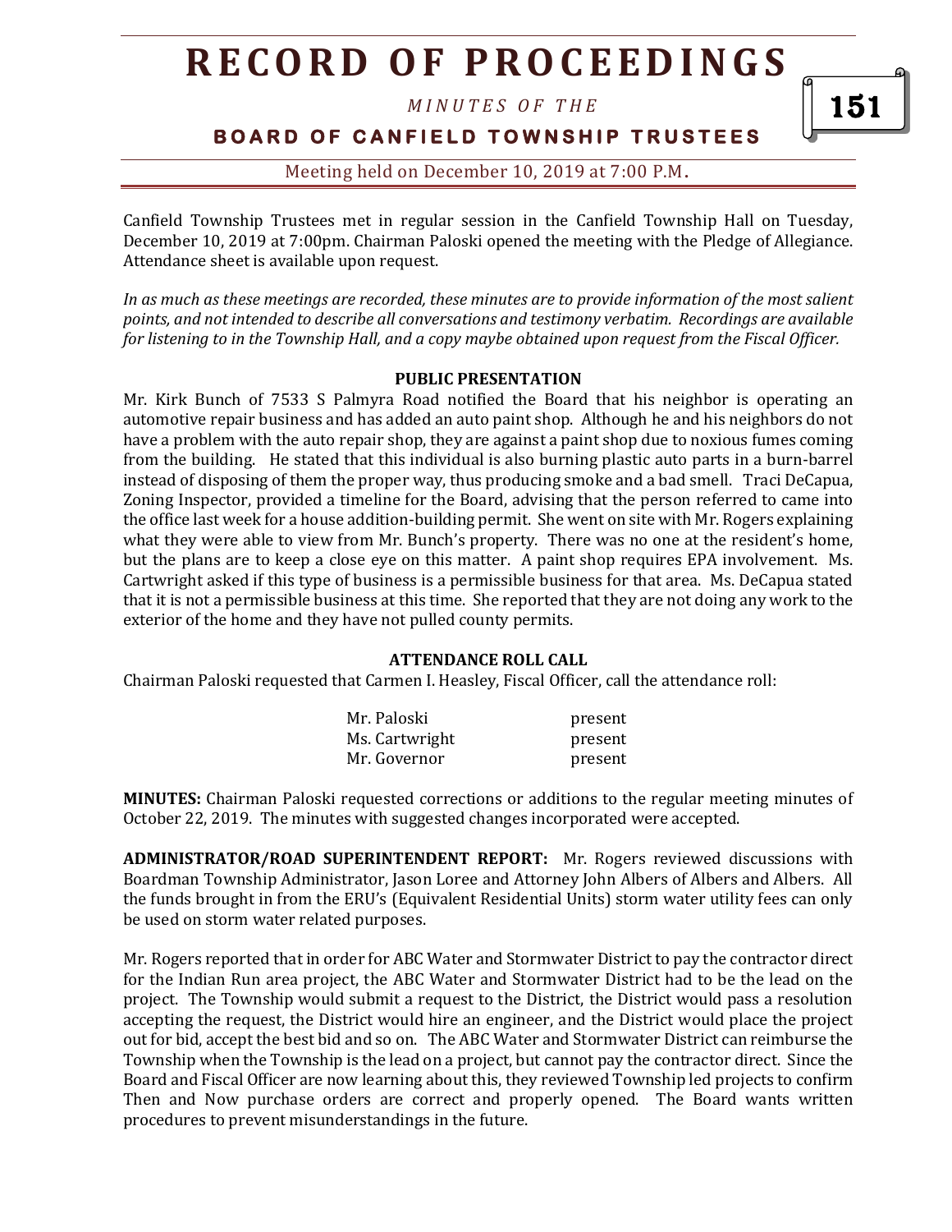Canfield Township Trustees met in regular session in the Canfield Township Hall on Tuesday, December 10, 2019 at 7:00pm. Chairman Paloski opened the meeting with the Pledge of Allegiance. Attendance sheet is available upon request.

*In as much as these meetings are recorded, these minutes are to provide information of the most salient points, and not intended to describe all conversations and testimony verbatim. Recordings are available for listening to in the Township Hall, and a copy maybe obtained upon request from the Fiscal Officer.*

**PUBLIC PRESENTATION**

Mr. Kirk Bunch of 7533 S Palmyra Road notified the Board that his neighbor is operating an automotive repair business and has added an auto paint shop. Although he and his neighbors do not have a problem with the auto repair shop, they are against a paint shop due to noxious fumes coming from the building. He stated that this individual is also burning plastic auto parts in a burn-barrel instead of disposing of them the proper way, thus producing smoke and a bad smell. Traci DeCapua, Zoning Inspector, provided a timeline for the Board, advising that the person referred to came into the office last week for a house addition-building permit. She went on site with Mr. Rogers explaining what they were able to view from Mr. Bunch's property. There was no one at the resident's home, but the plans are to keep a close eye on this matter. A paint shop requires EPA involvement. Ms. Cartwright asked if this type of business is a permissible business for that area. Ms. DeCapua stated that it is not a permissible business at this time. She reported that they are not doing any work to the exterior of the home and they have not pulled county permits.

**ATTENDANCE ROLL CALL**

Chairman Paloski requested that Carmen I. Heasley, Fiscal Officer, call the attendance roll:

| | |
|---|---|
| Mr. Paloski | present |
| Ms. Cartwright | present |
| Mr. Governor | present |

**MINUTES:** Chairman Paloski requested corrections or additions to the regular meeting minutes of October 22, 2019. The minutes with suggested changes incorporated were accepted.

**ADMINISTRATOR/ROAD SUPERINTENDENT REPORT:** Mr. Rogers reviewed discussions with Boardman Township Administrator, Jason Loree and Attorney John Albers of Albers and Albers. All the funds brought in from the ERU's (Equivalent Residential Units) storm water utility fees can only be used on storm water related purposes.

Mr. Rogers reported that in order for ABC Water and Stormwater District to pay the contractor direct for the Indian Run area project, the ABC Water and Stormwater District had to be the lead on the project. The Township would submit a request to the District, the District would pass a resolution accepting the request, the District would hire an engineer, and the District would place the project out for bid, accept the best bid and so on. The ABC Water and Stormwater District can reimburse the Township when the Township is the lead on a project, but cannot pay the contractor direct. Since the Board and Fiscal Officer are now learning about this, they reviewed Township led projects to confirm Then and Now purchase orders are correct and properly opened. The Board wants written procedures to prevent misunderstandings in the future.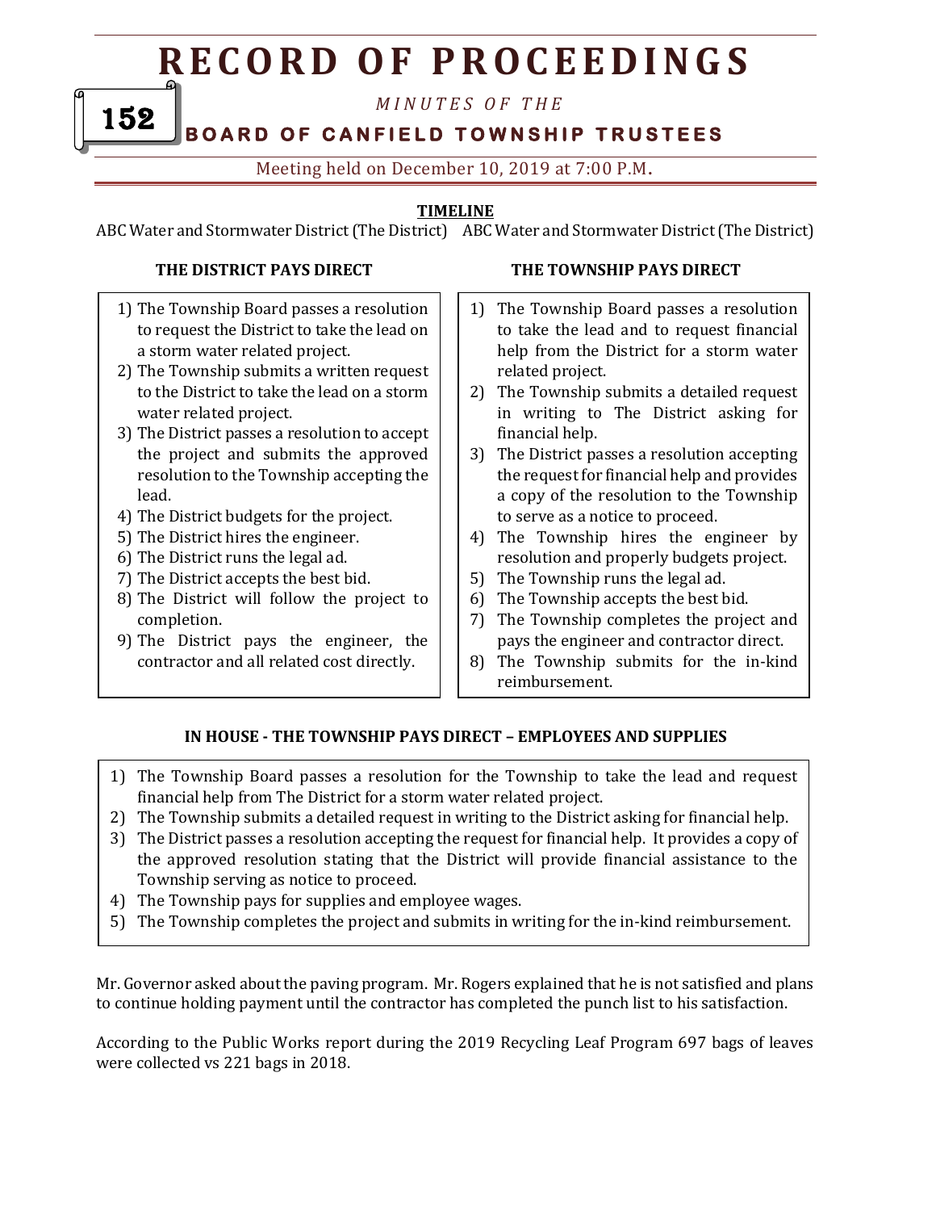**TIMELINE**

ABC Water and Stormwater District (The District) ABC Water and Stormwater District (The District)

**THE DISTRICT PAYS DIRECT**

1) The Township Board passes a resolution to request the District to take the lead on a storm water related project.
2) The Township submits a written request to the District to take the lead on a storm water related project.
3) The District passes a resolution to accept the project and submits the approved resolution to the Township accepting the lead.
4) The District budgets for the project.
5) The District hires the engineer.
6) The District runs the legal ad.
7) The District accepts the best bid.
8) The District will follow the project to completion.
9) The District pays the engineer, the contractor and all related cost directly.

**THE TOWNSHIP PAYS DIRECT**

1) The Township Board passes a resolution to take the lead and to request financial help from the District for a storm water related project.
2) The Township submits a detailed request in writing to The District asking for financial help.
3) The District passes a resolution accepting the request for financial help and provides a copy of the resolution to the Township to serve as a notice to proceed.
4) The Township hires the engineer by resolution and properly budgets project.
5) The Township runs the legal ad.
6) The Township accepts the best bid.
7) The Township completes the project and pays the engineer and contractor direct.
8) The Township submits for the in-kind reimbursement.

**IN HOUSE - THE TOWNSHIP PAYS DIRECT – EMPLOYEES AND SUPPLIES**

1) The Township Board passes a resolution for the Township to take the lead and request financial help from The District for a storm water related project.
2) The Township submits a detailed request in writing to the District asking for financial help.
3) The District passes a resolution accepting the request for financial help. It provides a copy of the approved resolution stating that the District will provide financial assistance to the Township serving as notice to proceed.
4) The Township pays for supplies and employee wages.
5) The Township completes the project and submits in writing for the in-kind reimbursement.

Mr. Governor asked about the paving program. Mr. Rogers explained that he is not satisfied and plans to continue holding payment until the contractor has completed the punch list to his satisfaction.

According to the Public Works report during the 2019 Recycling Leaf Program 697 bags of leaves were collected vs 221 bags in 2018.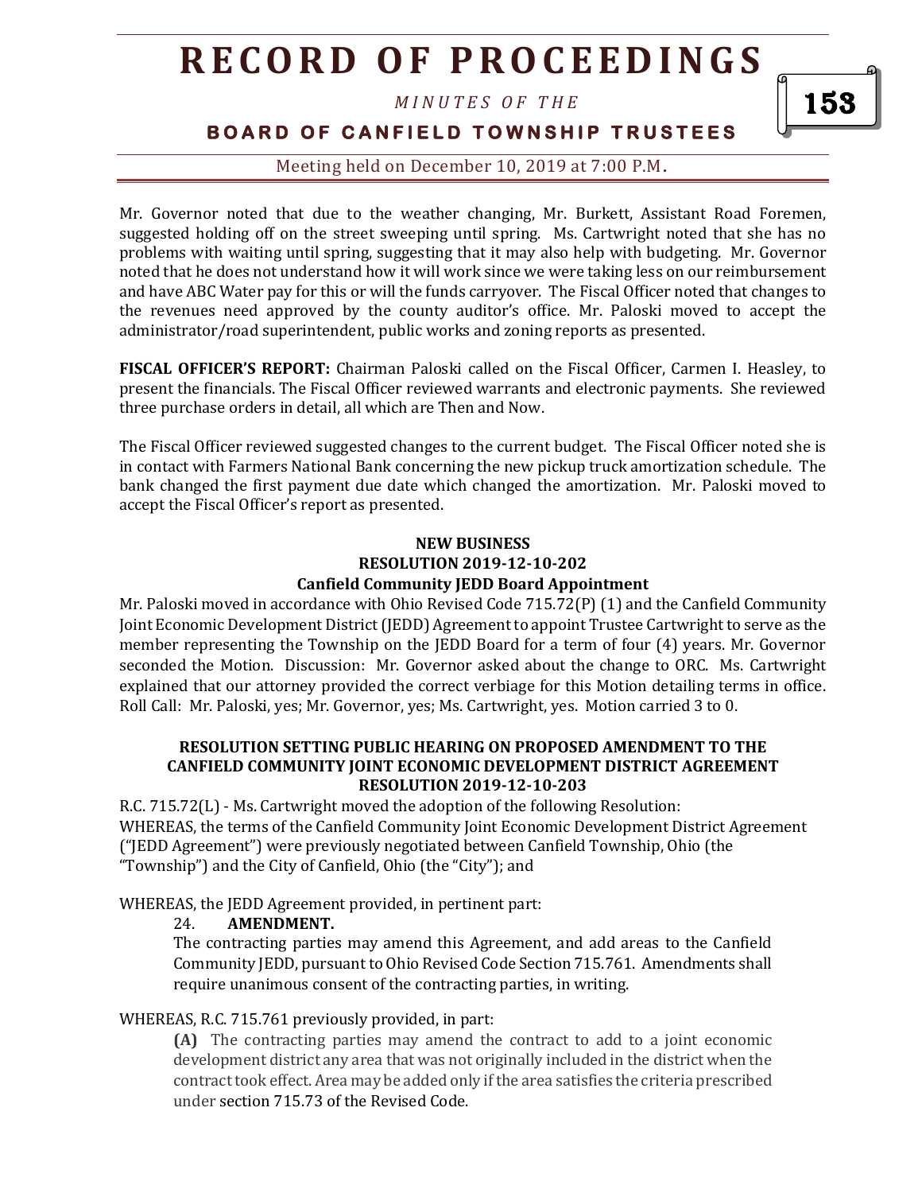Mr. Governor noted that due to the weather changing, Mr. Burkett, Assistant Road Foremen, suggested holding off on the street sweeping until spring. Ms. Cartwright noted that she has no problems with waiting until spring, suggesting that it may also help with budgeting. Mr. Governor noted that he does not understand how it will work since we were taking less on our reimbursement and have ABC Water pay for this or will the funds carryover. The Fiscal Officer noted that changes to the revenues need approved by the county auditor's office. Mr. Paloski moved to accept the administrator/road superintendent, public works and zoning reports as presented.

**FISCAL OFFICER'S REPORT:** Chairman Paloski called on the Fiscal Officer, Carmen I. Heasley, to present the financials. The Fiscal Officer reviewed warrants and electronic payments. She reviewed three purchase orders in detail, all which are Then and Now.

The Fiscal Officer reviewed suggested changes to the current budget. The Fiscal Officer noted she is in contact with Farmers National Bank concerning the new pickup truck amortization schedule. The bank changed the first payment due date which changed the amortization. Mr. Paloski moved to accept the Fiscal Officer's report as presented.

**NEW BUSINESS**

**RESOLUTION 2019-12-10-202**

**Canfield Community JEDD Board Appointment**

Mr. Paloski moved in accordance with Ohio Revised Code 715.72(P) (1) and the Canfield Community Joint Economic Development District (JEDD) Agreement to appoint Trustee Cartwright to serve as the member representing the Township on the JEDD Board for a term of four (4) years. Mr. Governor seconded the Motion. Discussion: Mr. Governor asked about the change to ORC. Ms. Cartwright explained that our attorney provided the correct verbiage for this Motion detailing terms in office. Roll Call: Mr. Paloski, yes; Mr. Governor, yes; Ms. Cartwright, yes. Motion carried 3 to 0.

**RESOLUTION SETTING PUBLIC HEARING ON PROPOSED AMENDMENT TO THE CANFIELD COMMUNITY JOINT ECONOMIC DEVELOPMENT DISTRICT AGREEMENT RESOLUTION 2019-12-10-203**

R.C. 715.72(L) - Ms. Cartwright moved the adoption of the following Resolution:

WHEREAS, the terms of the Canfield Community Joint Economic Development District Agreement ("JEDD Agreement") were previously negotiated between Canfield Township, Ohio (the "Township") and the City of Canfield, Ohio (the "City"); and

WHEREAS, the JEDD Agreement provided, in pertinent part:

24. **AMENDMENT.**

The contracting parties may amend this Agreement, and add areas to the Canfield Community JEDD, pursuant to Ohio Revised Code Section 715.761. Amendments shall require unanimous consent of the contracting parties, in writing.

WHEREAS, R.C. 715.761 previously provided, in part:

**(A)** The contracting parties may amend the contract to add to a joint economic development district any area that was not originally included in the district when the contract took effect. Area may be added only if the area satisfies the criteria prescribed under section 715.73 of the Revised Code.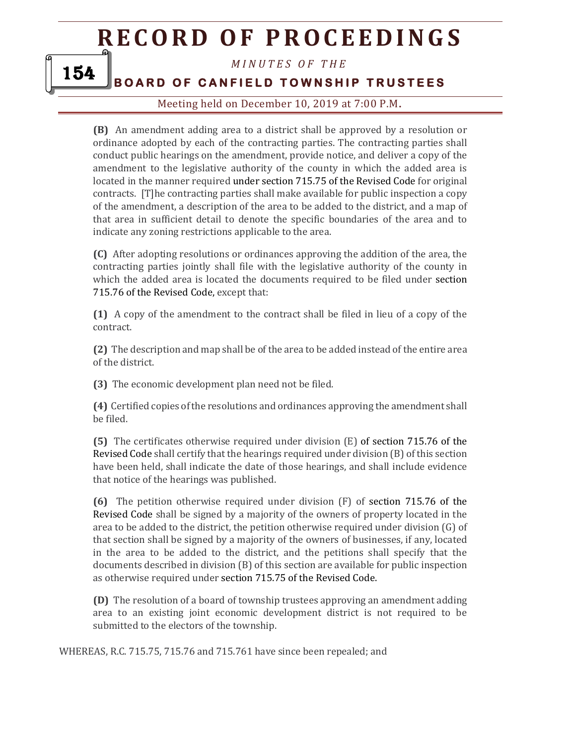**(B)** An amendment adding area to a district shall be approved by a resolution or ordinance adopted by each of the contracting parties. The contracting parties shall conduct public hearings on the amendment, provide notice, and deliver a copy of the amendment to the legislative authority of the county in which the added area is located in the manner required under section 715.75 of the Revised Code for original contracts. [T]he contracting parties shall make available for public inspection a copy of the amendment, a description of the area to be added to the district, and a map of that area in sufficient detail to denote the specific boundaries of the area and to indicate any zoning restrictions applicable to the area.

**(C)** After adopting resolutions or ordinances approving the addition of the area, the contracting parties jointly shall file with the legislative authority of the county in which the added area is located the documents required to be filed under section 715.76 of the Revised Code, except that:

**(1)** A copy of the amendment to the contract shall be filed in lieu of a copy of the contract.

**(2)** The description and map shall be of the area to be added instead of the entire area of the district.

**(3)** The economic development plan need not be filed.

**(4)** Certified copies of the resolutions and ordinances approving the amendment shall be filed.

**(5)** The certificates otherwise required under division (E) of section 715.76 of the Revised Code shall certify that the hearings required under division (B) of this section have been held, shall indicate the date of those hearings, and shall include evidence that notice of the hearings was published.

**(6)** The petition otherwise required under division (F) of section 715.76 of the Revised Code shall be signed by a majority of the owners of property located in the area to be added to the district, the petition otherwise required under division (G) of that section shall be signed by a majority of the owners of businesses, if any, located in the area to be added to the district, and the petitions shall specify that the documents described in division (B) of this section are available for public inspection as otherwise required under section 715.75 of the Revised Code.

**(D)** The resolution of a board of township trustees approving an amendment adding area to an existing joint economic development district is not required to be submitted to the electors of the township.

WHEREAS, R.C. 715.75, 715.76 and 715.761 have since been repealed; and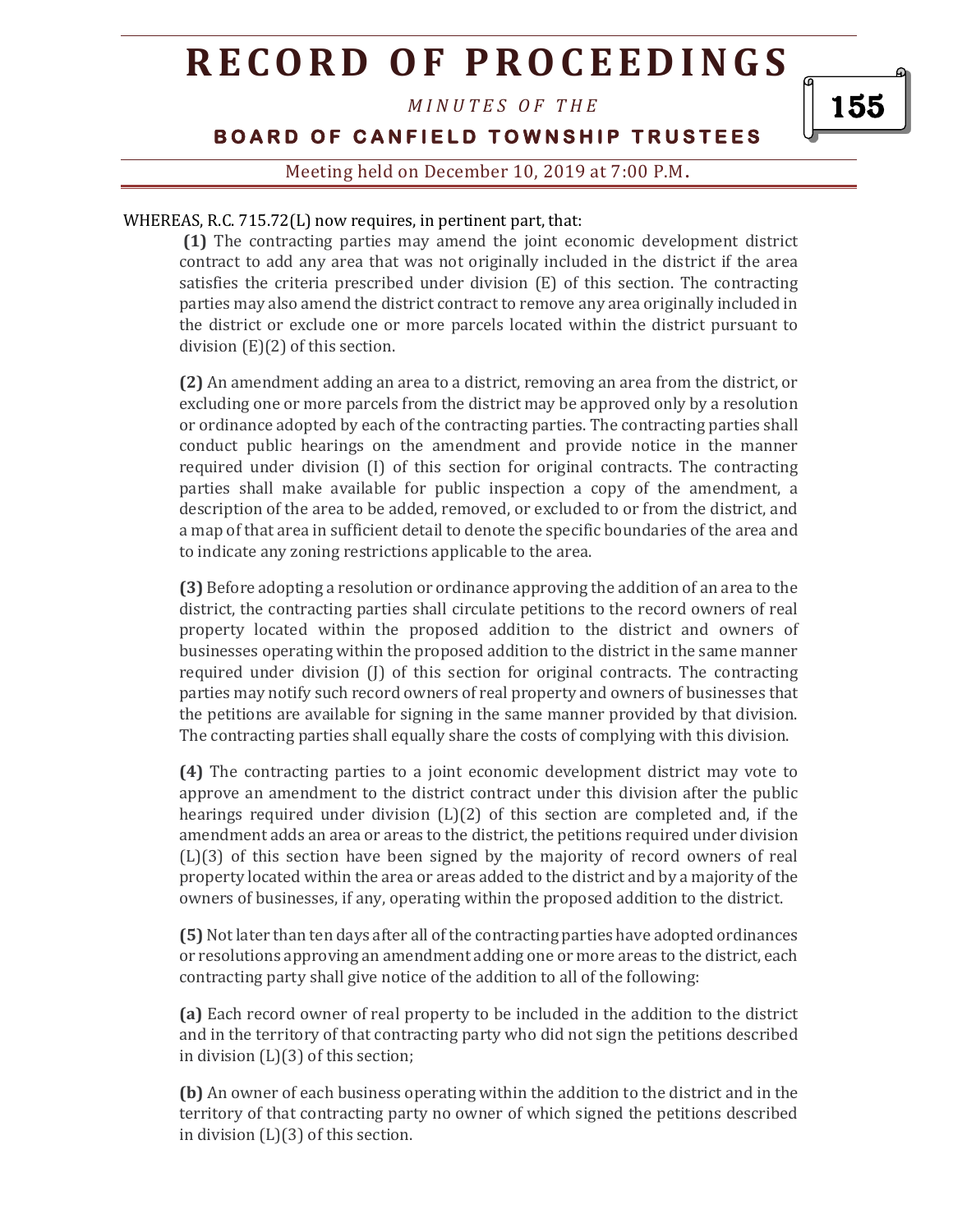WHEREAS, R.C. 715.72(L) now requires, in pertinent part, that:

**(1)** The contracting parties may amend the joint economic development district contract to add any area that was not originally included in the district if the area satisfies the criteria prescribed under division (E) of this section. The contracting parties may also amend the district contract to remove any area originally included in the district or exclude one or more parcels located within the district pursuant to division (E)(2) of this section.

**(2)** An amendment adding an area to a district, removing an area from the district, or excluding one or more parcels from the district may be approved only by a resolution or ordinance adopted by each of the contracting parties. The contracting parties shall conduct public hearings on the amendment and provide notice in the manner required under division (I) of this section for original contracts. The contracting parties shall make available for public inspection a copy of the amendment, a description of the area to be added, removed, or excluded to or from the district, and a map of that area in sufficient detail to denote the specific boundaries of the area and to indicate any zoning restrictions applicable to the area.

**(3)** Before adopting a resolution or ordinance approving the addition of an area to the district, the contracting parties shall circulate petitions to the record owners of real property located within the proposed addition to the district and owners of businesses operating within the proposed addition to the district in the same manner required under division (J) of this section for original contracts. The contracting parties may notify such record owners of real property and owners of businesses that the petitions are available for signing in the same manner provided by that division. The contracting parties shall equally share the costs of complying with this division.

**(4)** The contracting parties to a joint economic development district may vote to approve an amendment to the district contract under this division after the public hearings required under division (L)(2) of this section are completed and, if the amendment adds an area or areas to the district, the petitions required under division (L)(3) of this section have been signed by the majority of record owners of real property located within the area or areas added to the district and by a majority of the owners of businesses, if any, operating within the proposed addition to the district.

**(5)** Not later than ten days after all of the contracting parties have adopted ordinances or resolutions approving an amendment adding one or more areas to the district, each contracting party shall give notice of the addition to all of the following:

**(a)** Each record owner of real property to be included in the addition to the district and in the territory of that contracting party who did not sign the petitions described in division (L)(3) of this section;

**(b)** An owner of each business operating within the addition to the district and in the territory of that contracting party no owner of which signed the petitions described in division (L)(3) of this section.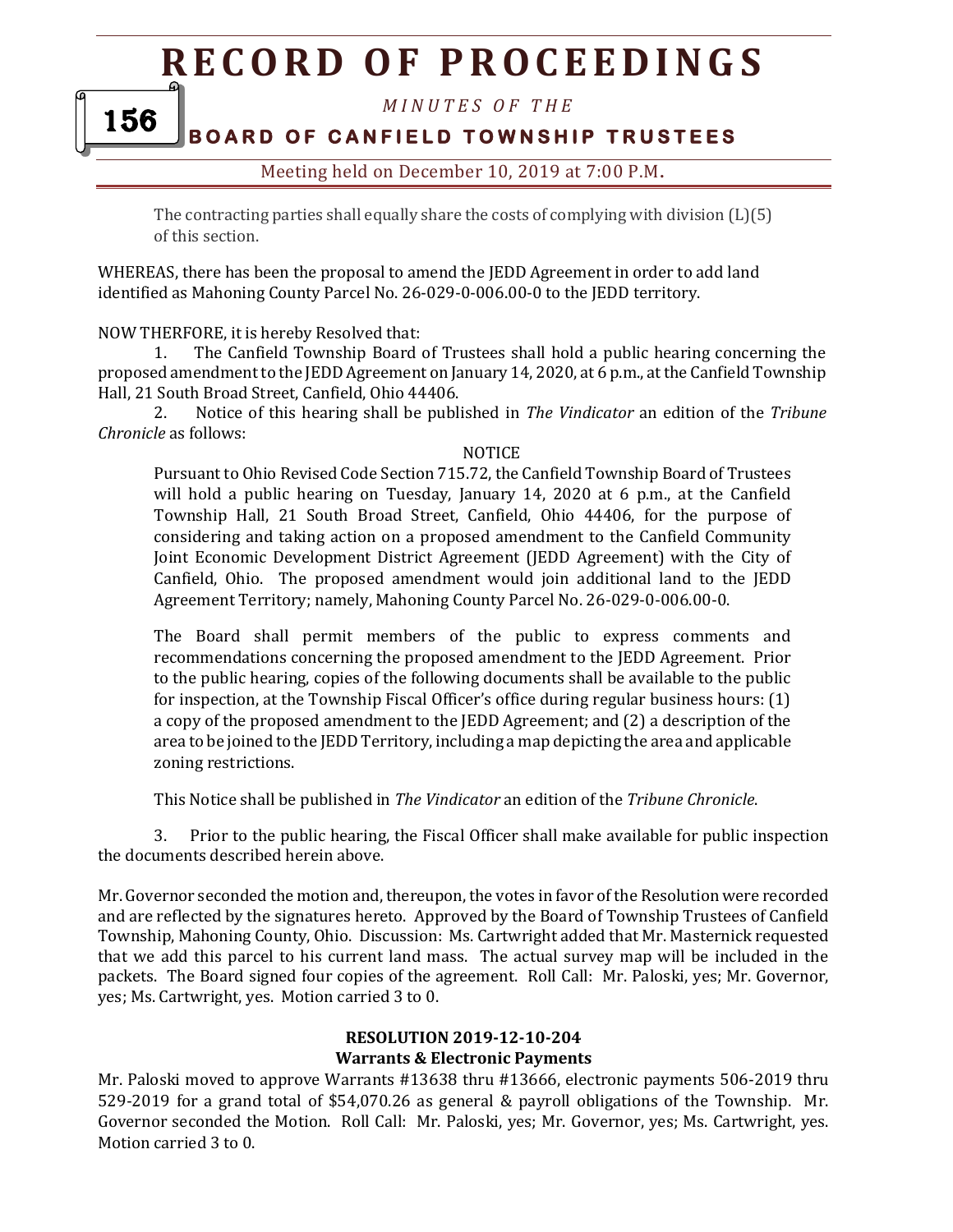The contracting parties shall equally share the costs of complying with division (L)(5) of this section.

WHEREAS, there has been the proposal to amend the JEDD Agreement in order to add land identified as Mahoning County Parcel No. 26-029-0-006.00-0 to the JEDD territory.

NOW THERFORE, it is hereby Resolved that:

1. The Canfield Township Board of Trustees shall hold a public hearing concerning the proposed amendment to the JEDD Agreement on January 14, 2020, at 6 p.m., at the Canfield Township Hall, 21 South Broad Street, Canfield, Ohio 44406.
2. Notice of this hearing shall be published in *The Vindicator* an edition of the *Tribune Chronicle* as follows:

NOTICE

Pursuant to Ohio Revised Code Section 715.72, the Canfield Township Board of Trustees will hold a public hearing on Tuesday, January 14, 2020 at 6 p.m., at the Canfield Township Hall, 21 South Broad Street, Canfield, Ohio 44406, for the purpose of considering and taking action on a proposed amendment to the Canfield Community Joint Economic Development District Agreement (JEDD Agreement) with the City of Canfield, Ohio. The proposed amendment would join additional land to the JEDD Agreement Territory; namely, Mahoning County Parcel No. 26-029-0-006.00-0.

The Board shall permit members of the public to express comments and recommendations concerning the proposed amendment to the JEDD Agreement. Prior to the public hearing, copies of the following documents shall be available to the public for inspection, at the Township Fiscal Officer's office during regular business hours: (1) a copy of the proposed amendment to the JEDD Agreement; and (2) a description of the area to be joined to the JEDD Territory, including a map depicting the area and applicable zoning restrictions.

This Notice shall be published in *The Vindicator* an edition of the *Tribune Chronicle*.

3. Prior to the public hearing, the Fiscal Officer shall make available for public inspection the documents described herein above.

Mr. Governor seconded the motion and, thereupon, the votes in favor of the Resolution were recorded and are reflected by the signatures hereto. Approved by the Board of Township Trustees of Canfield Township, Mahoning County, Ohio. Discussion: Ms. Cartwright added that Mr. Masternick requested that we add this parcel to his current land mass. The actual survey map will be included in the packets. The Board signed four copies of the agreement. Roll Call: Mr. Paloski, yes; Mr. Governor, yes; Ms. Cartwright, yes. Motion carried 3 to 0.

**RESOLUTION 2019-12-10-204**
**Warrants & Electronic Payments**

Mr. Paloski moved to approve Warrants #13638 thru #13666, electronic payments 506-2019 thru 529-2019 for a grand total of $54,070.26 as general & payroll obligations of the Township. Mr. Governor seconded the Motion. Roll Call: Mr. Paloski, yes; Mr. Governor, yes; Ms. Cartwright, yes. Motion carried 3 to 0.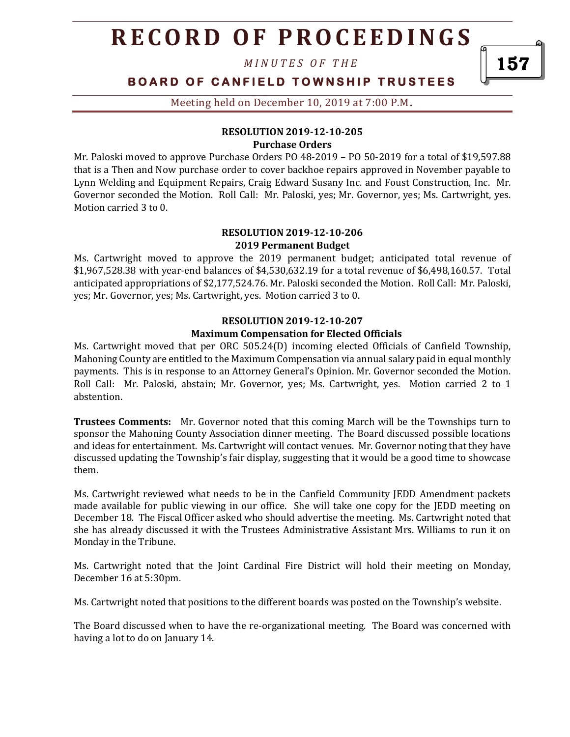**RESOLUTION 2019-12-10-205**
**Purchase Orders**

Mr. Paloski moved to approve Purchase Orders PO 48-2019 – PO 50-2019 for a total of $19,597.88 that is a Then and Now purchase order to cover backhoe repairs approved in November payable to Lynn Welding and Equipment Repairs, Craig Edward Susany Inc. and Foust Construction, Inc. Mr. Governor seconded the Motion. Roll Call: Mr. Paloski, yes; Mr. Governor, yes; Ms. Cartwright, yes. Motion carried 3 to 0.

**RESOLUTION 2019-12-10-206**
**2019 Permanent Budget**

Ms. Cartwright moved to approve the 2019 permanent budget; anticipated total revenue of $1,967,528.38 with year-end balances of $4,530,632.19 for a total revenue of $6,498,160.57. Total anticipated appropriations of $2,177,524.76. Mr. Paloski seconded the Motion. Roll Call: Mr. Paloski, yes; Mr. Governor, yes; Ms. Cartwright, yes. Motion carried 3 to 0.

**RESOLUTION 2019-12-10-207**
**Maximum Compensation for Elected Officials**

Ms. Cartwright moved that per ORC 505.24(D) incoming elected Officials of Canfield Township, Mahoning County are entitled to the Maximum Compensation via annual salary paid in equal monthly payments. This is in response to an Attorney General's Opinion. Mr. Governor seconded the Motion. Roll Call: Mr. Paloski, abstain; Mr. Governor, yes; Ms. Cartwright, yes. Motion carried 2 to 1 abstention.

**Trustees Comments:** Mr. Governor noted that this coming March will be the Townships turn to sponsor the Mahoning County Association dinner meeting. The Board discussed possible locations and ideas for entertainment. Ms. Cartwright will contact venues. Mr. Governor noting that they have discussed updating the Township's fair display, suggesting that it would be a good time to showcase them.

Ms. Cartwright reviewed what needs to be in the Canfield Community JEDD Amendment packets made available for public viewing in our office. She will take one copy for the JEDD meeting on December 18. The Fiscal Officer asked who should advertise the meeting. Ms. Cartwright noted that she has already discussed it with the Trustees Administrative Assistant Mrs. Williams to run it on Monday in the Tribune.

Ms. Cartwright noted that the Joint Cardinal Fire District will hold their meeting on Monday, December 16 at 5:30pm.

Ms. Cartwright noted that positions to the different boards was posted on the Township's website.

The Board discussed when to have the re-organizational meeting. The Board was concerned with having a lot to do on January 14.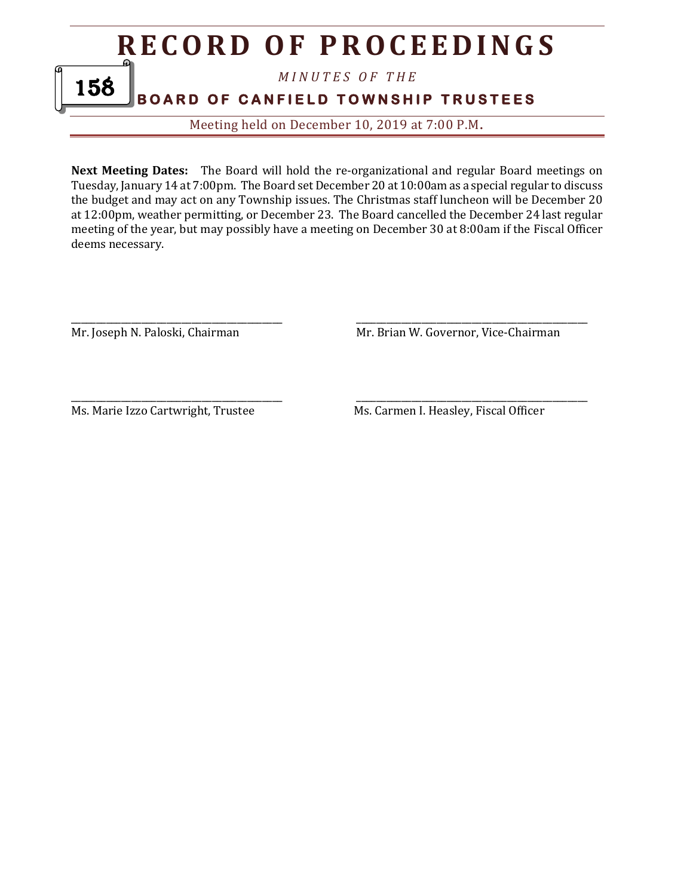**Next Meeting Dates:** The Board will hold the re-organizational and regular Board meetings on Tuesday, January 14 at 7:00pm. The Board set December 20 at 10:00am as a special regular to discuss the budget and may act on any Township issues. The Christmas staff luncheon will be December 20 at 12:00pm, weather permitting, or December 23. The Board cancelled the December 24 last regular meeting of the year, but may possibly have a meeting on December 30 at 8:00am if the Fiscal Officer deems necessary.

| | |
|---|---|
| ______________________________ | ______________________________ |
| Mr. Joseph N. Paloski, Chairman | Mr. Brian W. Governor, Vice-Chairman |
| ______________________________ | ______________________________ |
| Ms. Marie Izzo Cartwright, Trustee | Ms. Carmen I. Heasley, Fiscal Officer |